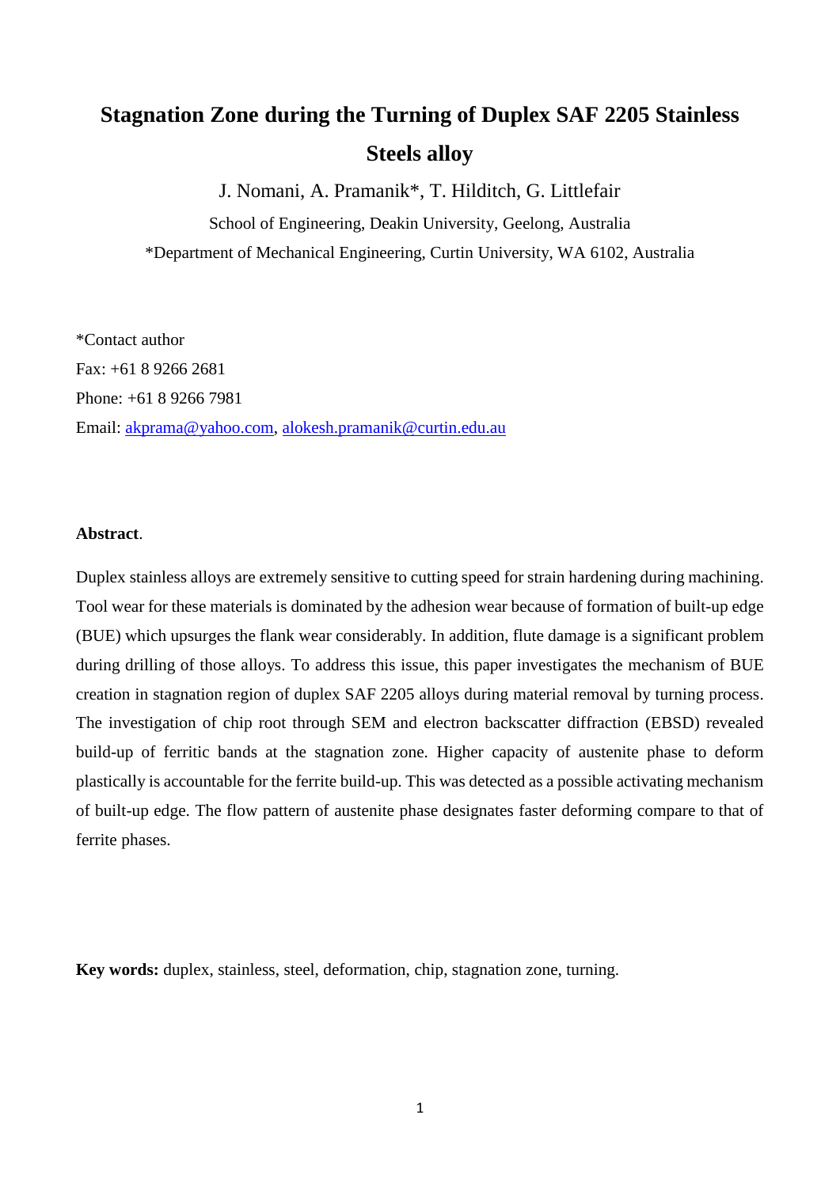# Stagnation Zone during the Turning of Duplex SAF 2205 Stainless Steels alloy

J. Nomani, A. Pramanik*, T. Hilditch, G. Littlefair

School of Engineering, Deakin University, Geelong, Australia

*Department of Mechanical Engineering, Curtin University, WA 6102, Australia

*Contact author

Fax: +61 8 9266 2681

Phone: +61 8 9266 7981

Email: akprama@yahoo.com, alokesh.pramanik@curtin.edu.au

**Abstract**.

Duplex stainless alloys are extremely sensitive to cutting speed for strain hardening during machining. Tool wear for these materials is dominated by the adhesion wear because of formation of built-up edge (BUE) which upsurges the flank wear considerably. In addition, flute damage is a significant problem during drilling of those alloys. To address this issue, this paper investigates the mechanism of BUE creation in stagnation region of duplex SAF 2205 alloys during material removal by turning process. The investigation of chip root through SEM and electron backscatter diffraction (EBSD) revealed build-up of ferritic bands at the stagnation zone. Higher capacity of austenite phase to deform plastically is accountable for the ferrite build-up. This was detected as a possible activating mechanism of built-up edge. The flow pattern of austenite phase designates faster deforming compare to that of ferrite phases.

**Key words:** duplex, stainless, steel, deformation, chip, stagnation zone, turning.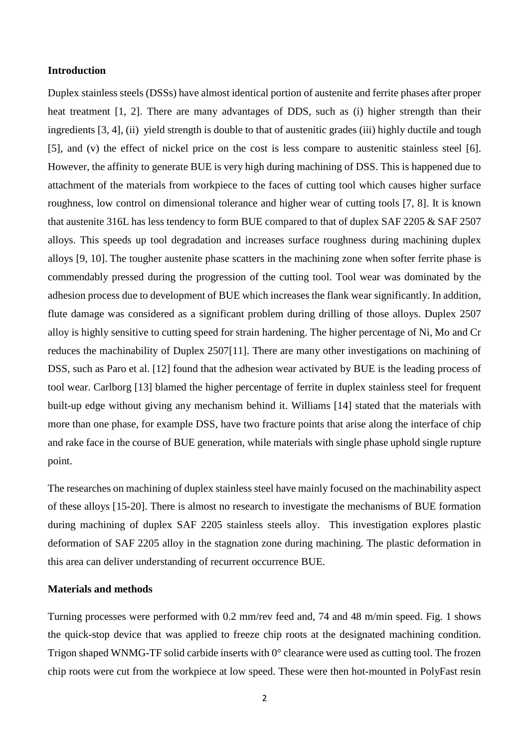## Introduction

Duplex stainless steels (DSSs) have almost identical portion of austenite and ferrite phases after proper heat treatment [1, 2]. There are many advantages of DDS, such as (i) higher strength than their ingredients [3, 4], (ii) yield strength is double to that of austenitic grades (iii) highly ductile and tough [5], and (v) the effect of nickel price on the cost is less compare to austenitic stainless steel [6]. However, the affinity to generate BUE is very high during machining of DSS. This is happened due to attachment of the materials from workpiece to the faces of cutting tool which causes higher surface roughness, low control on dimensional tolerance and higher wear of cutting tools [7, 8]. It is known that austenite 316L has less tendency to form BUE compared to that of duplex SAF 2205 & SAF 2507 alloys. This speeds up tool degradation and increases surface roughness during machining duplex alloys [9, 10]. The tougher austenite phase scatters in the machining zone when softer ferrite phase is commendably pressed during the progression of the cutting tool. Tool wear was dominated by the adhesion process due to development of BUE which increases the flank wear significantly. In addition, flute damage was considered as a significant problem during drilling of those alloys. Duplex 2507 alloy is highly sensitive to cutting speed for strain hardening. The higher percentage of Ni, Mo and Cr reduces the machinability of Duplex 2507[11]. There are many other investigations on machining of DSS, such as Paro et al. [12] found that the adhesion wear activated by BUE is the leading process of tool wear. Carlborg [13] blamed the higher percentage of ferrite in duplex stainless steel for frequent built-up edge without giving any mechanism behind it. Williams [14] stated that the materials with more than one phase, for example DSS, have two fracture points that arise along the interface of chip and rake face in the course of BUE generation, while materials with single phase uphold single rupture point.

The researches on machining of duplex stainless steel have mainly focused on the machinability aspect of these alloys [15-20]. There is almost no research to investigate the mechanisms of BUE formation during machining of duplex SAF 2205 stainless steels alloy. This investigation explores plastic deformation of SAF 2205 alloy in the stagnation zone during machining. The plastic deformation in this area can deliver understanding of recurrent occurrence BUE.

## Materials and methods

Turning processes were performed with 0.2 mm/rev feed and, 74 and 48 m/min speed. Fig. 1 shows the quick-stop device that was applied to freeze chip roots at the designated machining condition. Trigon shaped WNMG-TF solid carbide inserts with 0° clearance were used as cutting tool. The frozen chip roots were cut from the workpiece at low speed. These were then hot-mounted in PolyFast resin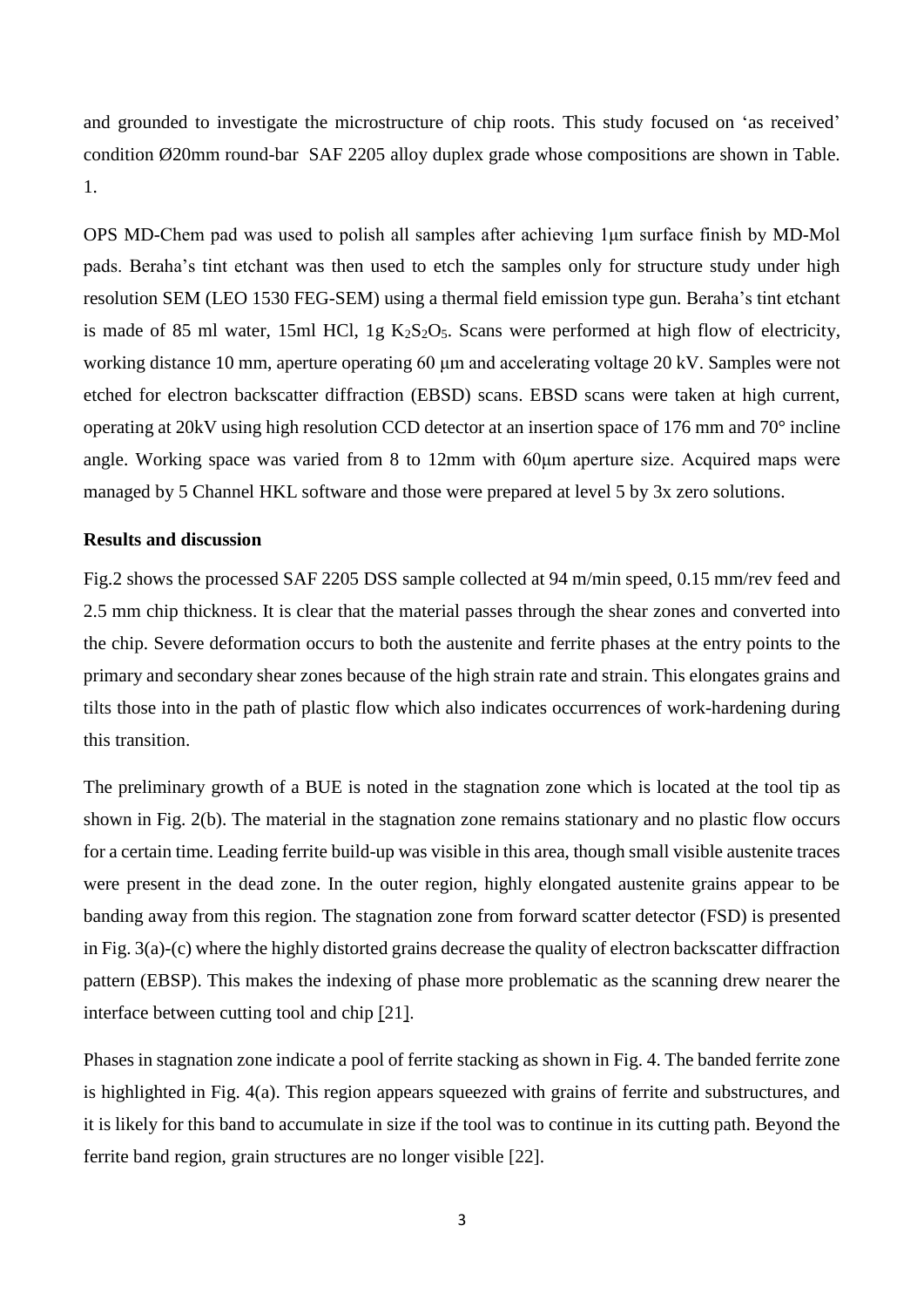and grounded to investigate the microstructure of chip roots. This study focused on 'as received' condition Ø20mm round-bar SAF 2205 alloy duplex grade whose compositions are shown in Table. 1.

OPS MD-Chem pad was used to polish all samples after achieving 1μm surface finish by MD-Mol pads. Beraha's tint etchant was then used to etch the samples only for structure study under high resolution SEM (LEO 1530 FEG-SEM) using a thermal field emission type gun. Beraha's tint etchant is made of 85 ml water, 15ml HCl, 1g $K_2S_2O_5$. Scans were performed at high flow of electricity, working distance 10 mm, aperture operating 60 μm and accelerating voltage 20 kV. Samples were not etched for electron backscatter diffraction (EBSD) scans. EBSD scans were taken at high current, operating at 20kV using high resolution CCD detector at an insertion space of 176 mm and 70° incline angle. Working space was varied from 8 to 12mm with 60μm aperture size. Acquired maps were managed by 5 Channel HKL software and those were prepared at level 5 by 3x zero solutions.

**Results and discussion**

Fig.2 shows the processed SAF 2205 DSS sample collected at 94 m/min speed, 0.15 mm/rev feed and 2.5 mm chip thickness. It is clear that the material passes through the shear zones and converted into the chip. Severe deformation occurs to both the austenite and ferrite phases at the entry points to the primary and secondary shear zones because of the high strain rate and strain. This elongates grains and tilts those into in the path of plastic flow which also indicates occurrences of work-hardening during this transition.

The preliminary growth of a BUE is noted in the stagnation zone which is located at the tool tip as shown in Fig. 2(b). The material in the stagnation zone remains stationary and no plastic flow occurs for a certain time. Leading ferrite build-up was visible in this area, though small visible austenite traces were present in the dead zone. In the outer region, highly elongated austenite grains appear to be banding away from this region. The stagnation zone from forward scatter detector (FSD) is presented in Fig. 3(a)-(c) where the highly distorted grains decrease the quality of electron backscatter diffraction pattern (EBSP). This makes the indexing of phase more problematic as the scanning drew nearer the interface between cutting tool and chip [21].

Phases in stagnation zone indicate a pool of ferrite stacking as shown in Fig. 4. The banded ferrite zone is highlighted in Fig. 4(a). This region appears squeezed with grains of ferrite and substructures, and it is likely for this band to accumulate in size if the tool was to continue in its cutting path. Beyond the ferrite band region, grain structures are no longer visible [22].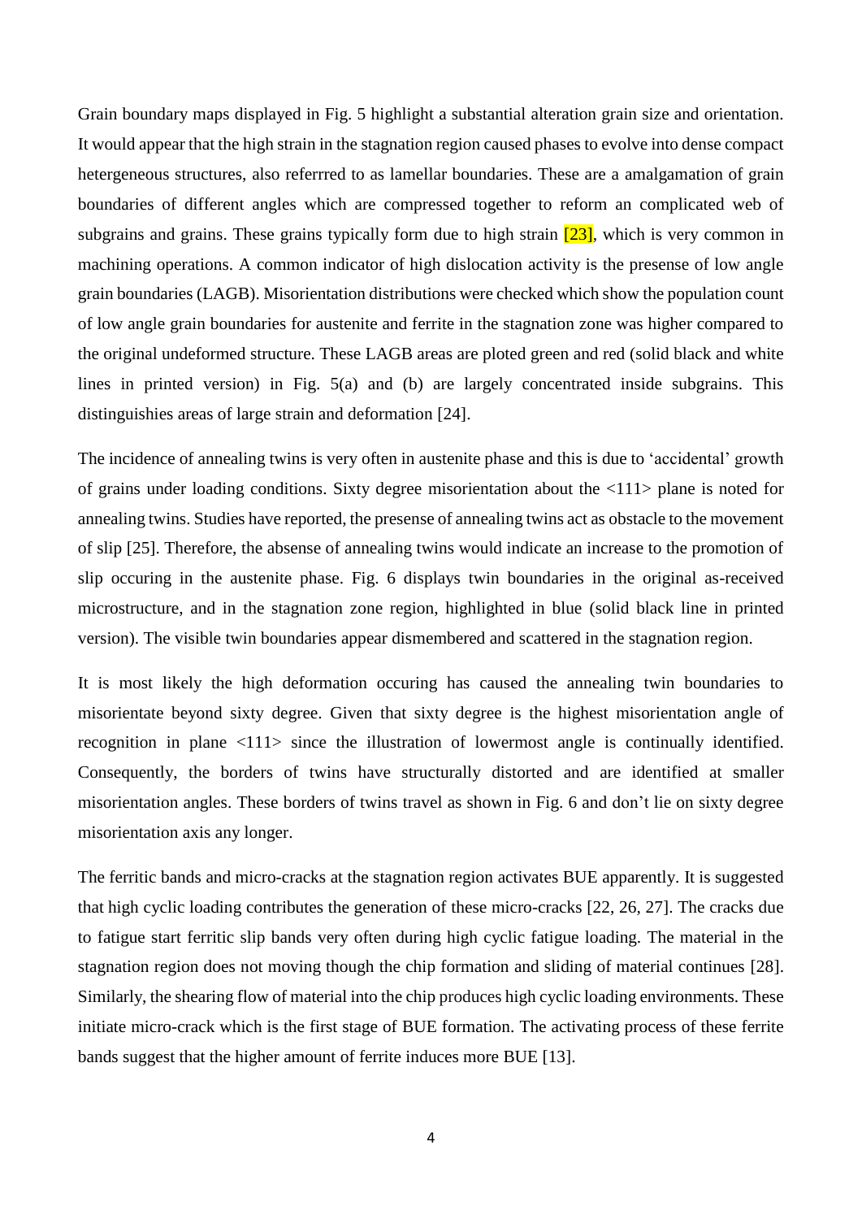Grain boundary maps displayed in Fig. 5 highlight a substantial alteration grain size and orientation. It would appear that the high strain in the stagnation region caused phases to evolve into dense compact hetergeneous structures, also referrred to as lamellar boundaries. These are a amalgamation of grain boundaries of different angles which are compressed together to reform an complicated web of subgrains and grains. These grains typically form due to high strain [23], which is very common in machining operations. A common indicator of high dislocation activity is the presense of low angle grain boundaries (LAGB). Misorientation distributions were checked which show the population count of low angle grain boundaries for austenite and ferrite in the stagnation zone was higher compared to the original undeformed structure. These LAGB areas are ploted green and red (solid black and white lines in printed version) in Fig. 5(a) and (b) are largely concentrated inside subgrains. This distinguishies areas of large strain and deformation [24].

The incidence of annealing twins is very often in austenite phase and this is due to 'accidental' growth of grains under loading conditions. Sixty degree misorientation about the <111> plane is noted for annealing twins. Studies have reported, the presense of annealing twins act as obstacle to the movement of slip [25]. Therefore, the absense of annealing twins would indicate an increase to the promotion of slip occuring in the austenite phase. Fig. 6 displays twin boundaries in the original as-received microstructure, and in the stagnation zone region, highlighted in blue (solid black line in printed version). The visible twin boundaries appear dismembered and scattered in the stagnation region.

It is most likely the high deformation occuring has caused the annealing twin boundaries to misorientate beyond sixty degree. Given that sixty degree is the highest misorientation angle of recognition in plane <111> since the illustration of lowermost angle is continually identified. Consequently, the borders of twins have structurally distorted and are identified at smaller misorientation angles. These borders of twins travel as shown in Fig. 6 and don't lie on sixty degree misorientation axis any longer.

The ferritic bands and micro-cracks at the stagnation region activates BUE apparently. It is suggested that high cyclic loading contributes the generation of these micro-cracks [22, 26, 27]. The cracks due to fatigue start ferritic slip bands very often during high cyclic fatigue loading. The material in the stagnation region does not moving though the chip formation and sliding of material continues [28]. Similarly, the shearing flow of material into the chip produces high cyclic loading environments. These initiate micro-crack which is the first stage of BUE formation. The activating process of these ferrite bands suggest that the higher amount of ferrite induces more BUE [13].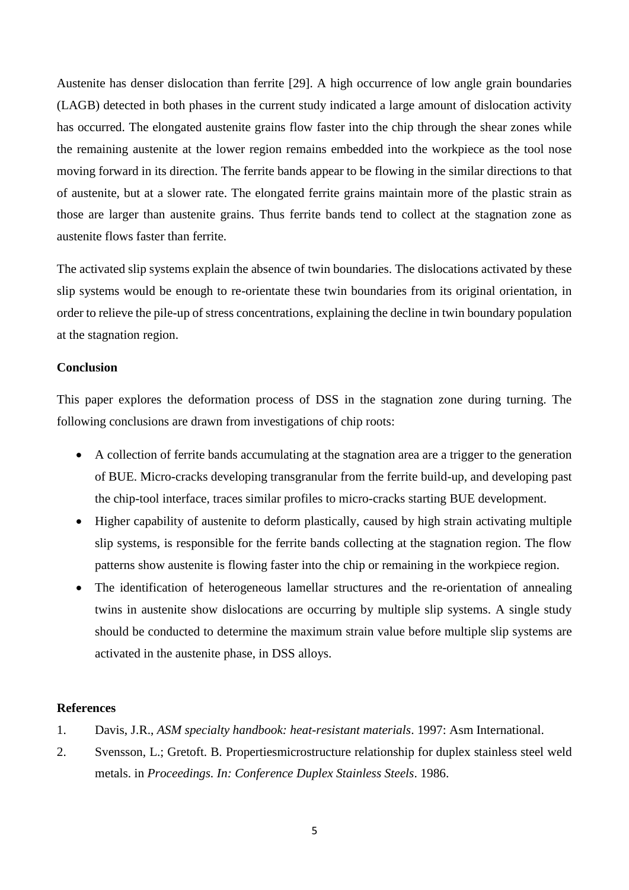Austenite has denser dislocation than ferrite [29]. A high occurrence of low angle grain boundaries (LAGB) detected in both phases in the current study indicated a large amount of dislocation activity has occurred. The elongated austenite grains flow faster into the chip through the shear zones while the remaining austenite at the lower region remains embedded into the workpiece as the tool nose moving forward in its direction. The ferrite bands appear to be flowing in the similar directions to that of austenite, but at a slower rate. The elongated ferrite grains maintain more of the plastic strain as those are larger than austenite grains. Thus ferrite bands tend to collect at the stagnation zone as austenite flows faster than ferrite.

The activated slip systems explain the absence of twin boundaries. The dislocations activated by these slip systems would be enough to re-orientate these twin boundaries from its original orientation, in order to relieve the pile-up of stress concentrations, explaining the decline in twin boundary population at the stagnation region.

**Conclusion**

This paper explores the deformation process of DSS in the stagnation zone during turning. The following conclusions are drawn from investigations of chip roots:

- A collection of ferrite bands accumulating at the stagnation area are a trigger to the generation of BUE. Micro-cracks developing transgranular from the ferrite build-up, and developing past the chip-tool interface, traces similar profiles to micro-cracks starting BUE development.
- Higher capability of austenite to deform plastically, caused by high strain activating multiple slip systems, is responsible for the ferrite bands collecting at the stagnation region. The flow patterns show austenite is flowing faster into the chip or remaining in the workpiece region.
- The identification of heterogeneous lamellar structures and the re-orientation of annealing twins in austenite show dislocations are occurring by multiple slip systems. A single study should be conducted to determine the maximum strain value before multiple slip systems are activated in the austenite phase, in DSS alloys.

**References**

1. Davis, J.R., *ASM specialty handbook: heat-resistant materials*. 1997: Asm International.
2. Svensson, L.; Gretoft. B. Propertiesmicrostructure relationship for duplex stainless steel weld metals. in *Proceedings. In: Conference Duplex Stainless Steels*. 1986.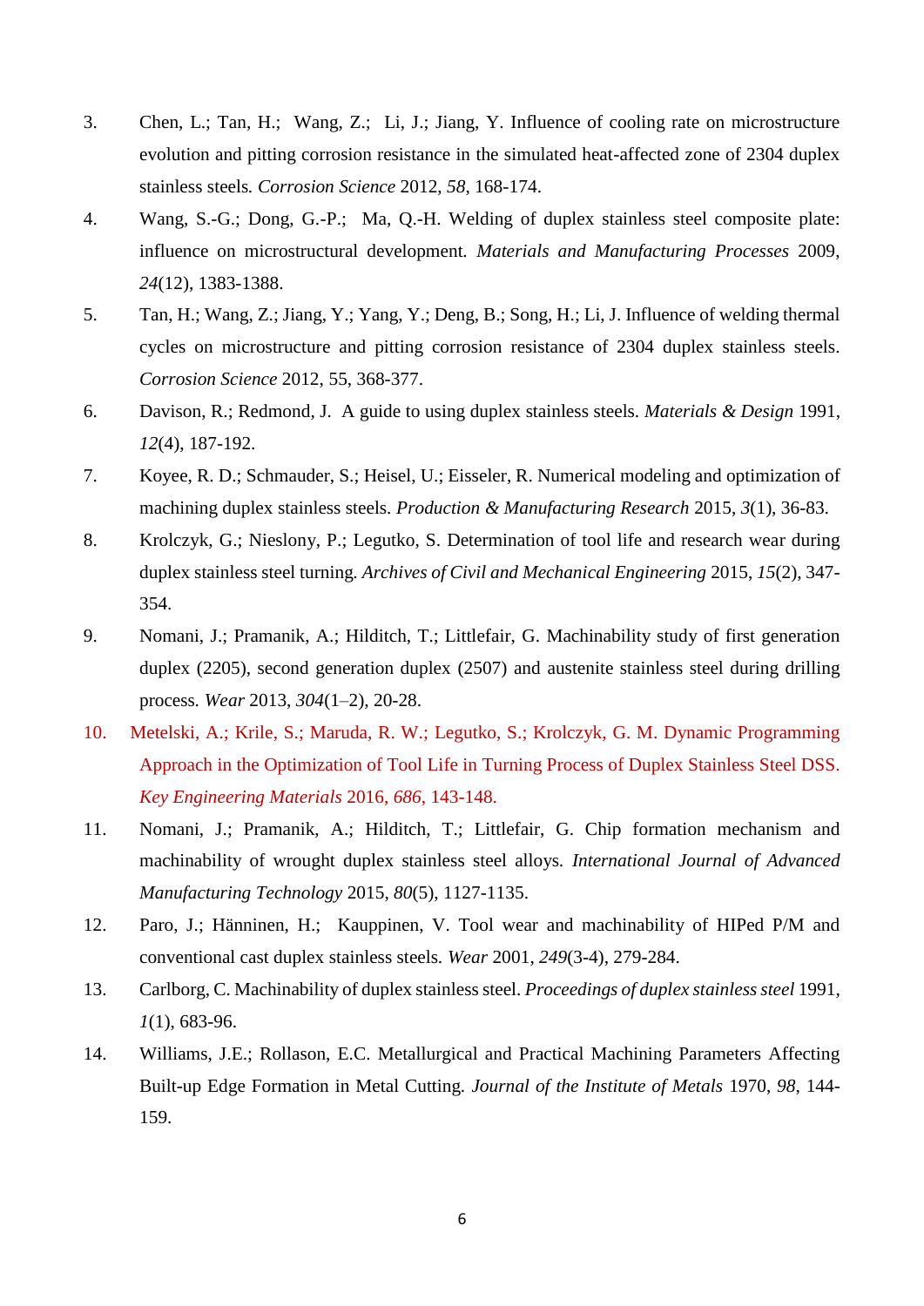3. Chen, L.; Tan, H.; Wang, Z.; Li, J.; Jiang, Y. Influence of cooling rate on microstructure evolution and pitting corrosion resistance in the simulated heat-affected zone of 2304 duplex stainless steels. *Corrosion Science* 2012, *58*, 168-174.
4. Wang, S.-G.; Dong, G.-P.; Ma, Q.-H. Welding of duplex stainless steel composite plate: influence on microstructural development. *Materials and Manufacturing Processes* 2009, *24*(12), 1383-1388.
5. Tan, H.; Wang, Z.; Jiang, Y.; Yang, Y.; Deng, B.; Song, H.; Li, J. Influence of welding thermal cycles on microstructure and pitting corrosion resistance of 2304 duplex stainless steels. *Corrosion Science* 2012, 55, 368-377.
6. Davison, R.; Redmond, J. A guide to using duplex stainless steels. *Materials & Design* 1991, *12*(4), 187-192.
7. Koyee, R. D.; Schmauder, S.; Heisel, U.; Eisseler, R. Numerical modeling and optimization of machining duplex stainless steels. *Production & Manufacturing Research* 2015, *3*(1), 36-83.
8. Krolczyk, G.; Nieslony, P.; Legutko, S. Determination of tool life and research wear during duplex stainless steel turning. *Archives of Civil and Mechanical Engineering* 2015, *15*(2), 347-354.
9. Nomani, J.; Pramanik, A.; Hilditch, T.; Littlefair, G. Machinability study of first generation duplex (2205), second generation duplex (2507) and austenite stainless steel during drilling process. *Wear* 2013, *304*(1–2), 20-28.
10. Metelski, A.; Krile, S.; Maruda, R. W.; Legutko, S.; Krolczyk, G. M. Dynamic Programming Approach in the Optimization of Tool Life in Turning Process of Duplex Stainless Steel DSS. *Key Engineering Materials* 2016, *686*, 143-148.
11. Nomani, J.; Pramanik, A.; Hilditch, T.; Littlefair, G. Chip formation mechanism and machinability of wrought duplex stainless steel alloys. *International Journal of Advanced Manufacturing Technology* 2015, *80*(5), 1127-1135.
12. Paro, J.; Hänninen, H.; Kauppinen, V. Tool wear and machinability of HIPed P/M and conventional cast duplex stainless steels. *Wear* 2001, *249*(3-4), 279-284.
13. Carlborg, C. Machinability of duplex stainless steel. *Proceedings of duplex stainless steel* 1991, *1*(1), 683-96.
14. Williams, J.E.; Rollason, E.C. Metallurgical and Practical Machining Parameters Affecting Built-up Edge Formation in Metal Cutting. *Journal of the Institute of Metals* 1970, *98*, 144-159.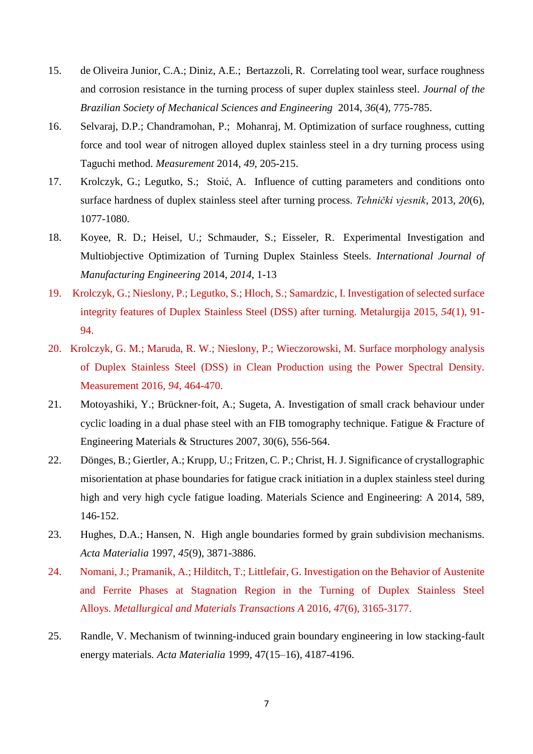15. de Oliveira Junior, C.A.; Diniz, A.E.; Bertazzoli, R. Correlating tool wear, surface roughness and corrosion resistance in the turning process of super duplex stainless steel. *Journal of the Brazilian Society of Mechanical Sciences and Engineering* 2014, *36*(4), 775-785.
16. Selvaraj, D.P.; Chandramohan, P.; Mohanraj, M. Optimization of surface roughness, cutting force and tool wear of nitrogen alloyed duplex stainless steel in a dry turning process using Taguchi method. *Measurement* 2014, *49*, 205-215.
17. Krolczyk, G.; Legutko, S.; Stoić, A. Influence of cutting parameters and conditions onto surface hardness of duplex stainless steel after turning process. *Tehnički vjesnik*, 2013, *20*(6), 1077-1080.
18. Koyee, R. D.; Heisel, U.; Schmauder, S.; Eisseler, R. Experimental Investigation and Multiobjective Optimization of Turning Duplex Stainless Steels. *International Journal of Manufacturing Engineering* 2014, *2014*, 1-13
19. Krolczyk, G.; Nieslony, P.; Legutko, S.; Hloch, S.; Samardzic, I. Investigation of selected surface integrity features of Duplex Stainless Steel (DSS) after turning. Metalurgija 2015, *54*(1), 91-94.
20. Krolczyk, G. M.; Maruda, R. W.; Nieslony, P.; Wieczorowski, M. Surface morphology analysis of Duplex Stainless Steel (DSS) in Clean Production using the Power Spectral Density. Measurement 2016, *94*, 464-470.
21. Motoyashiki, Y.; Brückner-foit, A.; Sugeta, A. Investigation of small crack behaviour under cyclic loading in a dual phase steel with an FIB tomography technique. Fatigue & Fracture of Engineering Materials & Structures 2007, 30(6), 556-564.
22. Dönges, B.; Giertler, A.; Krupp, U.; Fritzen, C. P.; Christ, H. J. Significance of crystallographic misorientation at phase boundaries for fatigue crack initiation in a duplex stainless steel during high and very high cycle fatigue loading. Materials Science and Engineering: A 2014, 589, 146-152.
23. Hughes, D.A.; Hansen, N. High angle boundaries formed by grain subdivision mechanisms. *Acta Materialia* 1997, *45*(9), 3871-3886.
24. Nomani, J.; Pramanik, A.; Hilditch, T.; Littlefair, G. Investigation on the Behavior of Austenite and Ferrite Phases at Stagnation Region in the Turning of Duplex Stainless Steel Alloys. *Metallurgical and Materials Transactions A* 2016, *47*(6), 3165-3177.
25. Randle, V. Mechanism of twinning-induced grain boundary engineering in low stacking-fault energy materials. *Acta Materialia* 1999, 47(15–16), 4187-4196.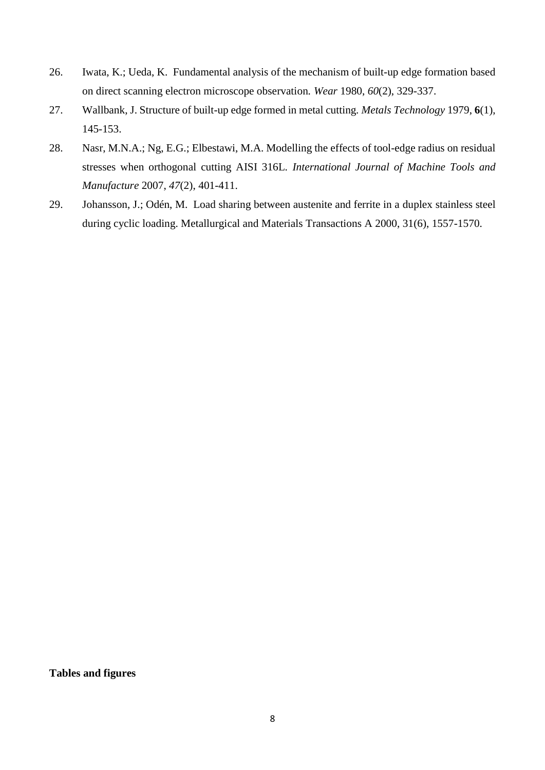26. Iwata, K.; Ueda, K. Fundamental analysis of the mechanism of built-up edge formation based on direct scanning electron microscope observation. *Wear* 1980, *60*(2), 329-337.
27. Wallbank, J. Structure of built-up edge formed in metal cutting. *Metals Technology* 1979, **6**(1), 145-153.
28. Nasr, M.N.A.; Ng, E.G.; Elbestawi, M.A. Modelling the effects of tool-edge radius on residual stresses when orthogonal cutting AISI 316L. *International Journal of Machine Tools and Manufacture* 2007, *47*(2), 401-411.
29. Johansson, J.; Odén, M. Load sharing between austenite and ferrite in a duplex stainless steel during cyclic loading. Metallurgical and Materials Transactions A 2000, 31(6), 1557-1570.

**Tables and figures**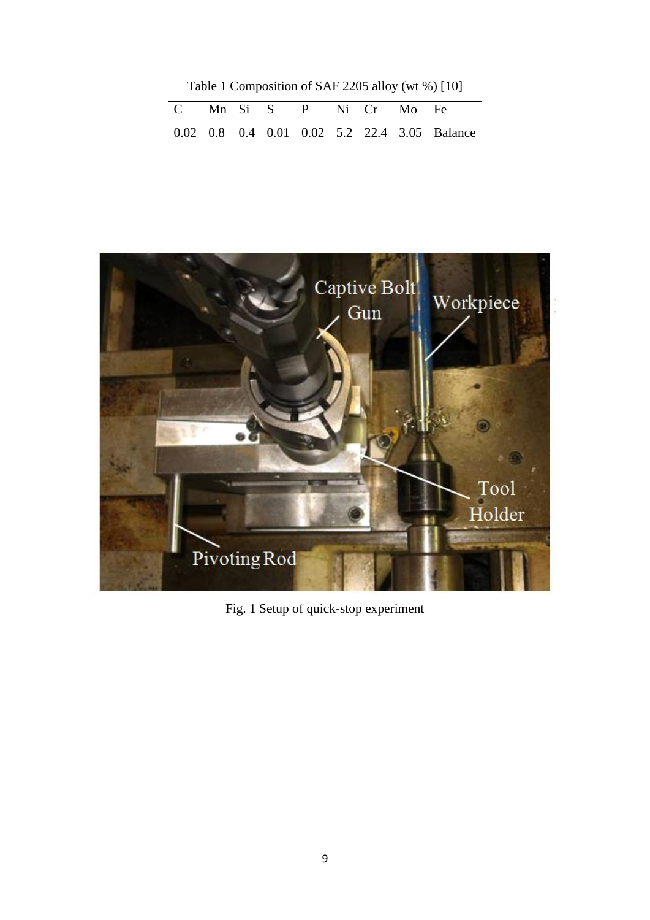Table 1 Composition of SAF 2205 alloy (wt %) [10]

| C | Mn | Si | S | P | Ni | Cr | Mo | Fe |
|---|---|---|---|---|---|---|---|---|
| 0.02 | 0.8 | 0.4 | 0.01 | 0.02 | 5.2 | 22.4 | 3.05 | Balance |

Fig. 1 Setup of quick-stop experiment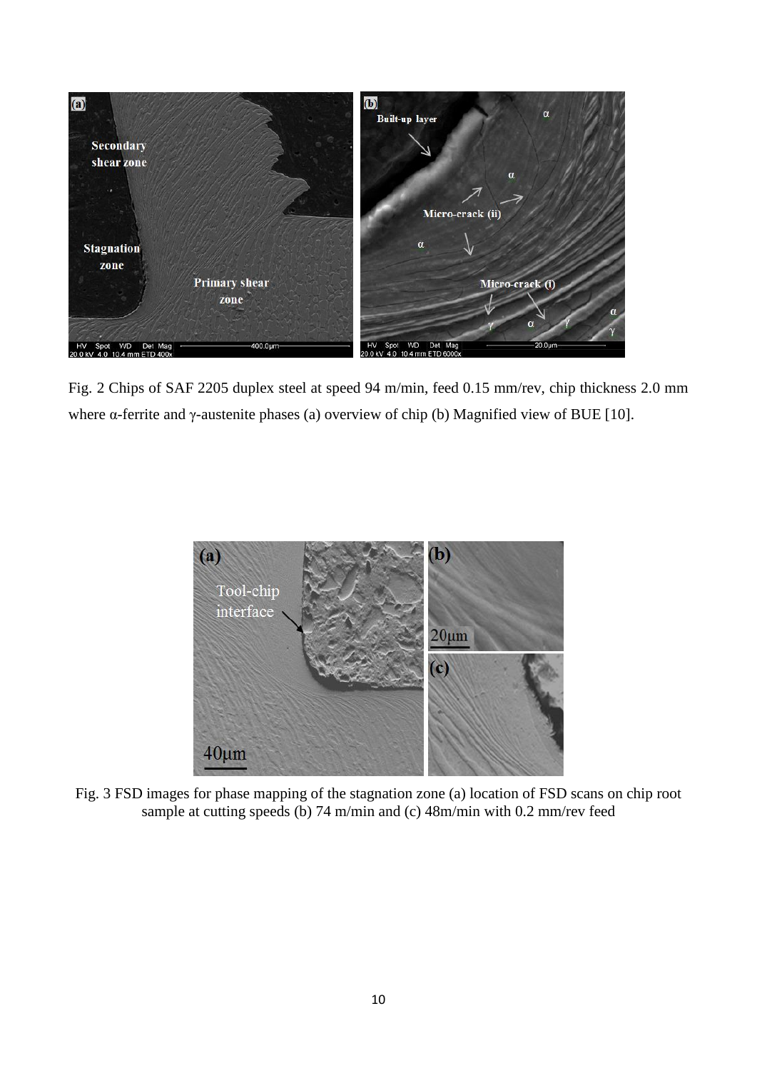Fig. 2 Chips of SAF 2205 duplex steel at speed 94 m/min, feed 0.15 mm/rev, chip thickness 2.0 mm where α-ferrite and γ-austenite phases (a) overview of chip (b) Magnified view of BUE [10].

Fig. 3 FSD images for phase mapping of the stagnation zone (a) location of FSD scans on chip root sample at cutting speeds (b) 74 m/min and (c) 48m/min with 0.2 mm/rev feed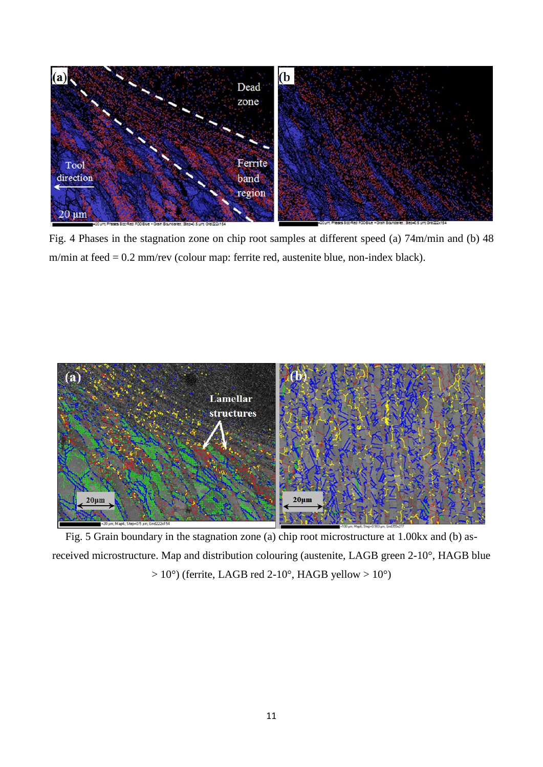Fig. 4 Phases in the stagnation zone on chip root samples at different speed (a) 74m/min and (b) 48 m/min at feed = 0.2 mm/rev (colour map: ferrite red, austenite blue, non-index black).

Fig. 5 Grain boundary in the stagnation zone (a) chip root microstructure at 1.00kx and (b) as-received microstructure. Map and distribution colouring (austenite, LAGB green 2-10°, HAGB blue > 10°) (ferrite, LAGB red 2-10°, HAGB yellow > 10°)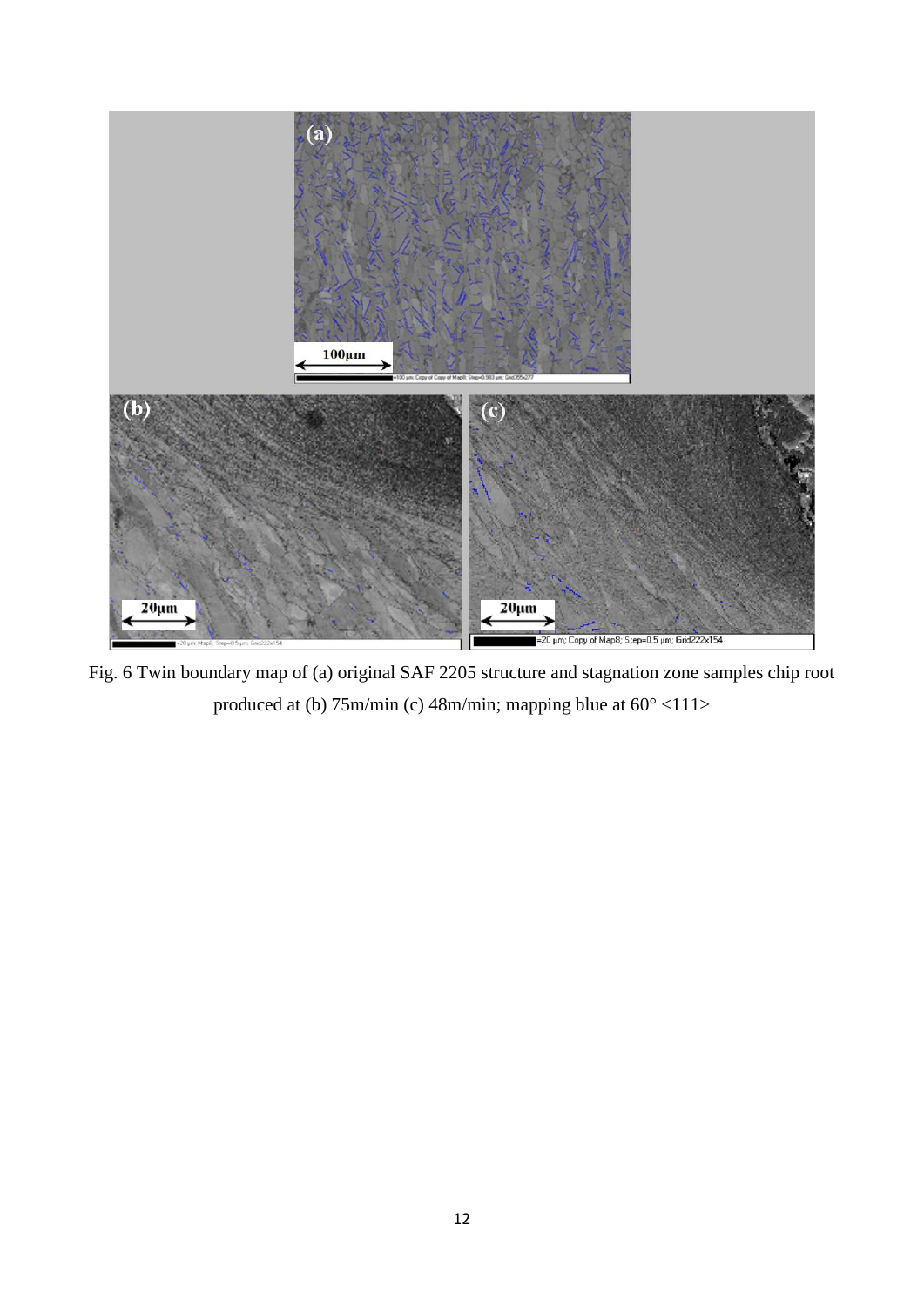(a)

100μm

=100 μm; Copy of Copy of Map8; Step=0.983 μm; Grid355x277

(b)

20μm

=20 μm; Map8; Step=0.5 μm; Grid222x154

(c)

20μm

=20 μm; Copy of Map8; Step=0.5 μm; Grid222x154

Fig. 6 Twin boundary map of (a) original SAF 2205 structure and stagnation zone samples chip root produced at (b) 75m/min (c) 48m/min; mapping blue at 60° <111>